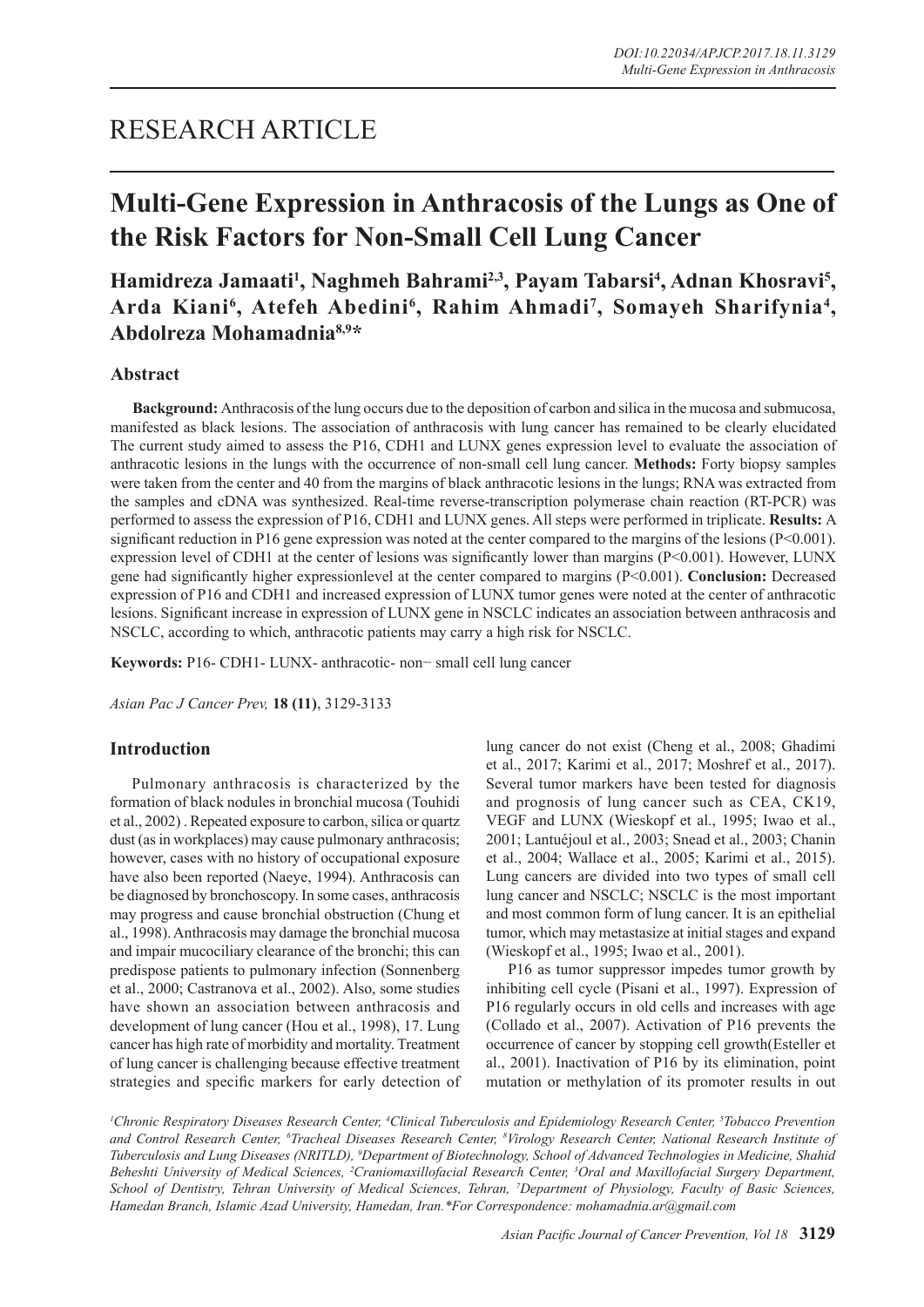# RESEARCH ARTICLE

# Multi-Gene Expression in Anthracosis of the Lungs as One of the Risk Factors for Non-Small Cell Lung Cancer

**Hamidreza Jamaati[1], Naghmeh Bahrami[2,3], Payam Tabarsi[4], Adnan Khosravi[5], Arda Kiani[6], Atefeh Abedini[6], Rahim Ahmadi[7], Somayeh Sharifynia[4], Abdolreza Mohamadnia[8,9]***

## Abstract

**Background:** Anthracosis of the lung occurs due to the deposition of carbon and silica in the mucosa and submucosa, manifested as black lesions. The association of anthracosis with lung cancer has remained to be clearly elucidated The current study aimed to assess the P16, CDH1 and LUNX genes expression level to evaluate the association of anthracotic lesions in the lungs with the occurrence of non-small cell lung cancer. **Methods:** Forty biopsy samples were taken from the center and 40 from the margins of black anthracotic lesions in the lungs; RNA was extracted from the samples and cDNA was synthesized. Real-time reverse-transcription polymerase chain reaction (RT-PCR) was performed to assess the expression of P16, CDH1 and LUNX genes. All steps were performed in triplicate. **Results:** A significant reduction in P16 gene expression was noted at the center compared to the margins of the lesions (P<0.001). expression level of CDH1 at the center of lesions was significantly lower than margins (P<0.001). However, LUNX gene had significantly higher expressionlevel at the center compared to margins (P<0.001). **Conclusion:** Decreased expression of P16 and CDH1 and increased expression of LUNX tumor genes were noted at the center of anthracotic lesions. Significant increase in expression of LUNX gene in NSCLC indicates an association between anthracosis and NSCLC, according to which, anthracotic patients may carry a high risk for NSCLC.

**Keywords:** P16- CDH1- LUNX- anthracotic- non− small cell lung cancer

*Asian Pac J Cancer Prev,* **18 (11)**, 3129-3133

## Introduction

Pulmonary anthracosis is characterized by the formation of black nodules in bronchial mucosa (Touhidi et al., 2002) . Repeated exposure to carbon, silica or quartz dust (as in workplaces) may cause pulmonary anthracosis; however, cases with no history of occupational exposure have also been reported (Naeye, 1994). Anthracosis can be diagnosed by bronchoscopy. In some cases, anthracosis may progress and cause bronchial obstruction (Chung et al., 1998). Anthracosis may damage the bronchial mucosa and impair mucociliary clearance of the bronchi; this can predispose patients to pulmonary infection (Sonnenberg et al., 2000; Castranova et al., 2002). Also, some studies have shown an association between anthracosis and development of lung cancer (Hou et al., 1998), 17. Lung cancer has high rate of morbidity and mortality. Treatment of lung cancer is challenging because effective treatment strategies and specific markers for early detection of lung cancer do not exist (Cheng et al., 2008; Ghadimi et al., 2017; Karimi et al., 2017; Moshref et al., 2017). Several tumor markers have been tested for diagnosis and prognosis of lung cancer such as CEA, CK19, VEGF and LUNX (Wieskopf et al., 1995; Iwao et al., 2001; Lantuéjoul et al., 2003; Snead et al., 2003; Chanin et al., 2004; Wallace et al., 2005; Karimi et al., 2015). Lung cancers are divided into two types of small cell lung cancer and NSCLC; NSCLC is the most important and most common form of lung cancer. It is an epithelial tumor, which may metastasize at initial stages and expand (Wieskopf et al., 1995; Iwao et al., 2001).

P16 as tumor suppressor impedes tumor growth by inhibiting cell cycle (Pisani et al., 1997). Expression of P16 regularly occurs in old cells and increases with age (Collado et al., 2007). Activation of P16 prevents the occurrence of cancer by stopping cell growth(Esteller et al., 2001). Inactivation of P16 by its elimination, point mutation or methylation of its promoter results in out

*[1]Chronic Respiratory Diseases Research Center, [4]Clinical Tuberculosis and Epidemiology Research Center, [5]Tobacco Prevention and Control Research Center, [6]Tracheal Diseases Research Center, [8]Virology Research Center, National Research Institute of Tuberculosis and Lung Diseases (NRITLD), [9]Department of Biotechnology, School of Advanced Technologies in Medicine, Shahid Beheshti University of Medical Sciences, [2]Craniomaxillofacial Research Center, [3]Oral and Maxillofacial Surgery Department, School of Dentistry, Tehran University of Medical Sciences, Tehran, [7]Department of Physiology, Faculty of Basic Sciences, Hamedan Branch, Islamic Azad University, Hamedan, Iran.*For Correspondence: mohamadnia.ar@gmail.com*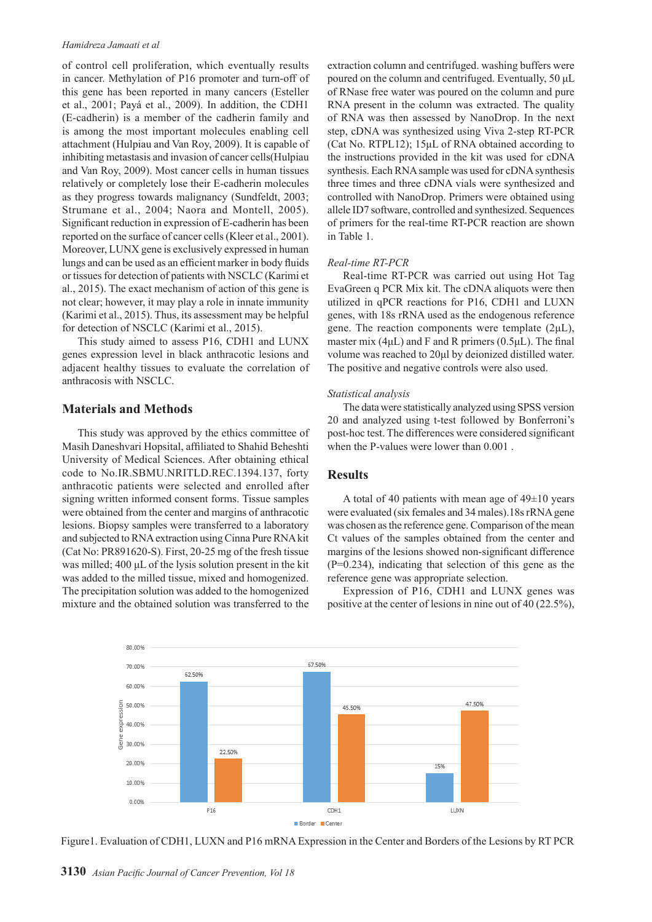of control cell proliferation, which eventually results in cancer. Methylation of P16 promoter and turn-off of this gene has been reported in many cancers (Esteller et al., 2001; Payá et al., 2009). In addition, the CDH1 (E-cadherin) is a member of the cadherin family and is among the most important molecules enabling cell attachment (Hulpiau and Van Roy, 2009). It is capable of inhibiting metastasis and invasion of cancer cells(Hulpiau and Van Roy, 2009). Most cancer cells in human tissues relatively or completely lose their E-cadherin molecules as they progress towards malignancy (Sundfeldt, 2003; Strumane et al., 2004; Naora and Montell, 2005). Significant reduction in expression of E-cadherin has been reported on the surface of cancer cells (Kleer et al., 2001). Moreover, LUNX gene is exclusively expressed in human lungs and can be used as an efficient marker in body fluids or tissues for detection of patients with NSCLC (Karimi et al., 2015). The exact mechanism of action of this gene is not clear; however, it may play a role in innate immunity (Karimi et al., 2015). Thus, its assessment may be helpful for detection of NSCLC (Karimi et al., 2015).

This study aimed to assess P16, CDH1 and LUNX genes expression level in black anthracotic lesions and adjacent healthy tissues to evaluate the correlation of anthracosis with NSCLC.

## Materials and Methods

This study was approved by the ethics committee of Masih Daneshvari Hopsital, affiliated to Shahid Beheshti University of Medical Sciences. After obtaining ethical code to No.IR.SBMU.NRITLD.REC.1394.137, forty anthracotic patients were selected and enrolled after signing written informed consent forms. Tissue samples were obtained from the center and margins of anthracotic lesions. Biopsy samples were transferred to a laboratory and subjected to RNA extraction using Cinna Pure RNA kit (Cat No: PR891620-S). First, 20-25 mg of the fresh tissue was milled; 400 µL of the lysis solution present in the kit was added to the milled tissue, mixed and homogenized. The precipitation solution was added to the homogenized mixture and the obtained solution was transferred to the extraction column and centrifuged. washing buffers were poured on the column and centrifuged. Eventually, 50 µL of RNase free water was poured on the column and pure RNA present in the column was extracted. The quality of RNA was then assessed by NanoDrop. In the next step, cDNA was synthesized using Viva 2-step RT-PCR (Cat No. RTPL12); 15µL of RNA obtained according to the instructions provided in the kit was used for cDNA synthesis. Each RNA sample was used for cDNA synthesis three times and three cDNA vials were synthesized and controlled with NanoDrop. Primers were obtained using allele ID7 software, controlled and synthesized. Sequences of primers for the real-time RT-PCR reaction are shown in Table 1.

### *Real-time RT-PCR*

Real-time RT-PCR was carried out using Hot Tag EvaGreen q PCR Mix kit. The cDNA aliquots were then utilized in qPCR reactions for P16, CDH1 and LUXN genes, with 18s rRNA used as the endogenous reference gene. The reaction components were template (2µL), master mix (4µL) and F and R primers (0.5µL). The final volume was reached to 20µl by deionized distilled water. The positive and negative controls were also used.

### *Statistical analysis*

The data were statistically analyzed using SPSS version 20 and analyzed using t-test followed by Bonferroni's post-hoc test. The differences were considered significant when the P-values were lower than 0.001 .

## Results

A total of 40 patients with mean age of 49±10 years were evaluated (six females and 34 males).18s rRNA gene was chosen as the reference gene. Comparison of the mean Ct values of the samples obtained from the center and margins of the lesions showed non-significant difference (P=0.234), indicating that selection of this gene as the reference gene was appropriate selection.

Expression of P16, CDH1 and LUNX genes was positive at the center of lesions in nine out of 40 (22.5%),

| Gene | Border | Center |
|---|---|---|
| P16 | 62.50% | 22.50% |
| CDH1 | 67.50% | 45.50% |
| LUXN | 15% | 47.50% |

Figure1. Evaluation of CDH1, LUXN and P16 mRNA Expression in the Center and Borders of the Lesions by RT PCR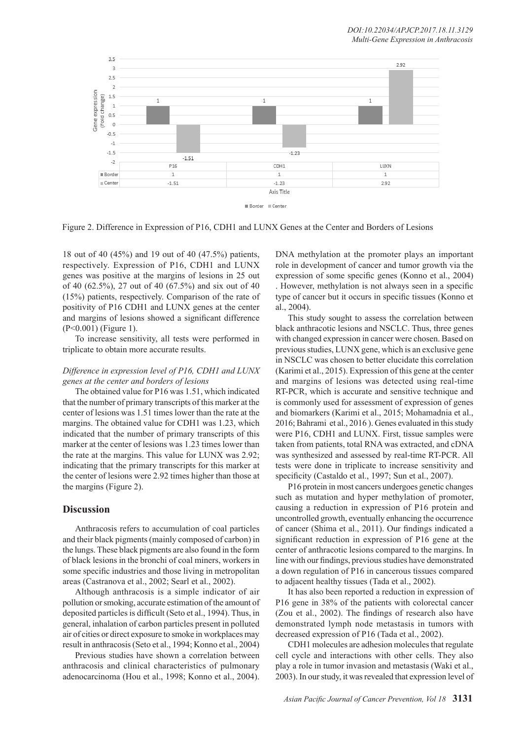| | P16 | CDH1 | LUXN |
|---|---|---|---|
| Border | 1 | 1 | 1 |
| Center | -1.51 | -1.23 | 2.92 |

Figure 2. Difference in Expression of P16, CDH1 and LUNX Genes at the Center and Borders of Lesions

18 out of 40 (45%) and 19 out of 40 (47.5%) patients, respectively. Expression of P16, CDH1 and LUNX genes was positive at the margins of lesions in 25 out of 40 (62.5%), 27 out of 40 (67.5%) and six out of 40 (15%) patients, respectively. Comparison of the rate of positivity of P16 CDH1 and LUNX genes at the center and margins of lesions showed a significant difference ($P<0.001$) (Figure 1).

To increase sensitivity, all tests were performed in triplicate to obtain more accurate results.

*Difference in expression level of P16, CDH1 and LUNX genes at the center and borders of lesions*

The obtained value for P16 was 1.51, which indicated that the number of primary transcripts of this marker at the center of lesions was 1.51 times lower than the rate at the margins. The obtained value for CDH1 was 1.23, which indicated that the number of primary transcripts of this marker at the center of lesions was 1.23 times lower than the rate at the margins. This value for LUNX was 2.92; indicating that the primary transcripts for this marker at the center of lesions were 2.92 times higher than those at the margins (Figure 2).

## Discussion

Anthracosis refers to accumulation of coal particles and their black pigments (mainly composed of carbon) in the lungs. These black pigments are also found in the form of black lesions in the bronchi of coal miners, workers in some specific industries and those living in metropolitan areas (Castranova et al., 2002; Searl et al., 2002).

Although anthracosis is a simple indicator of air pollution or smoking, accurate estimation of the amount of deposited particles is difficult (Seto et al., 1994). Thus, in general, inhalation of carbon particles present in polluted air of cities or direct exposure to smoke in workplaces may result in anthracosis (Seto et al., 1994; Konno et al., 2004)

Previous studies have shown a correlation between anthracosis and clinical characteristics of pulmonary adenocarcinoma (Hou et al., 1998; Konno et al., 2004). DNA methylation at the promoter plays an important role in development of cancer and tumor growth via the expression of some specific genes (Konno et al., 2004) . However, methylation is not always seen in a specific type of cancer but it occurs in specific tissues (Konno et al., 2004).

This study sought to assess the correlation between black anthracotic lesions and NSCLC. Thus, three genes with changed expression in cancer were chosen. Based on previous studies, LUNX gene, which is an exclusive gene in NSCLC was chosen to better elucidate this correlation (Karimi et al., 2015). Expression of this gene at the center and margins of lesions was detected using real-time RT-PCR, which is accurate and sensitive technique and is commonly used for assessment of expression of genes and biomarkers (Karimi et al., 2015; Mohamadnia et al., 2016; Bahrami et al., 2016 ). Genes evaluated in this study were P16, CDH1 and LUNX. First, tissue samples were taken from patients, total RNA was extracted, and cDNA was synthesized and assessed by real-time RT-PCR. All tests were done in triplicate to increase sensitivity and specificity (Castaldo et al., 1997; Sun et al., 2007).

P16 protein in most cancers undergoes genetic changes such as mutation and hyper methylation of promoter, causing a reduction in expression of P16 protein and uncontrolled growth, eventually enhancing the occurrence of cancer (Shima et al., 2011). Our findings indicated a significant reduction in expression of P16 gene at the center of anthracotic lesions compared to the margins. In line with our findings, previous studies have demonstrated a down regulation of P16 in cancerous tissues compared to adjacent healthy tissues (Tada et al., 2002).

It has also been reported a reduction in expression of P16 gene in 38% of the patients with colorectal cancer (Zou et al., 2002). The findings of research also have demonstrated lymph node metastasis in tumors with decreased expression of P16 (Tada et al., 2002).

CDH1 molecules are adhesion molecules that regulate cell cycle and interactions with other cells. They also play a role in tumor invasion and metastasis (Waki et al., 2003). In our study, it was revealed that expression level of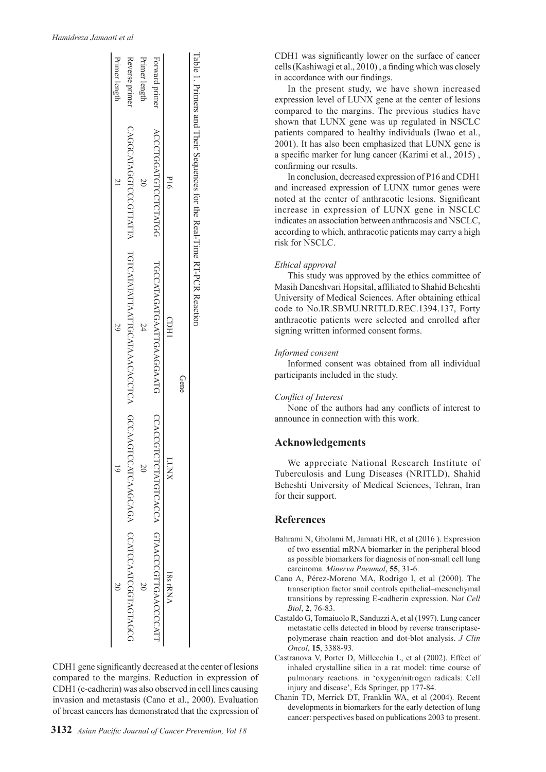Table 1. Primers and Their Sequences for the Real-Time RT-PCR Reaction

| | Gene | | | |
|---|---|---|---|---|
| | P16 | CDH1 | LUNX | 18s rRNA |
| Forward primer | ACCCTGGATGTCCTCTATGG | TGCCATAGATGAATTGAAGGAATG | CCACCGTCTCTATGTCACCA | GTAACCCGTTGAACCCCATT |
| Primer length | 20 | 24 | 20 | 20 |
| Reverse primer | CAGGCATAGGTCCGTTATTA | TGTCATATATTAATTGCATAAACACCTCA | GCCAAGTCCATCAAGCAGA | CCATCCAATCGGTAGTAGCG |
| Primer length | 21 | 29 | 19 | 20 |

CDH1 gene significantly decreased at the center of lesions compared to the margins. Reduction in expression of CDH1 (e-cadherin) was also observed in cell lines causing invasion and metastasis (Cano et al., 2000). Evaluation of breast cancers has demonstrated that the expression of CDH1 was significantly lower on the surface of cancer cells (Kashiwagi et al., 2010) , a finding which was closely in accordance with our findings.

In the present study, we have shown increased expression level of LUNX gene at the center of lesions compared to the margins. The previous studies have shown that LUNX gene was up regulated in NSCLC patients compared to healthy individuals (Iwao et al., 2001). It has also been emphasized that LUNX gene is a specific marker for lung cancer (Karimi et al., 2015) , confirming our results.

In conclusion, decreased expression of P16 and CDH1 and increased expression of LUNX tumor genes were noted at the center of anthracotic lesions. Significant increase in expression of LUNX gene in NSCLC indicates an association between anthracosis and NSCLC, according to which, anthracotic patients may carry a high risk for NSCLC.

*Ethical approval*

This study was approved by the ethics committee of Masih Daneshvari Hopsital, affiliated to Shahid Beheshti University of Medical Sciences. After obtaining ethical code to No.IR.SBMU.NRITLD.REC.1394.137, Forty anthracotic patients were selected and enrolled after signing written informed consent forms.

*Informed consent*

Informed consent was obtained from all individual participants included in the study.

*Conflict of Interest*

None of the authors had any conflicts of interest to announce in connection with this work.

## Acknowledgements

We appreciate National Research Institute of Tuberculosis and Lung Diseases (NRITLD), Shahid Beheshti University of Medical Sciences, Tehran, Iran for their support.

## References

Bahrami N, Gholami M, Jamaati HR, et al (2016 ). Expression of two essential mRNA biomarker in the peripheral blood as possible biomarkers for diagnosis of non-small cell lung carcinoma. *Minerva Pneumol*, **55**, 31-6.

Cano A, Pérez-Moreno MA, Rodrigo I, et al (2000). The transcription factor snail controls epithelial–mesenchymal transitions by repressing E-cadherin expression. N*at Cell Biol*, **2**, 76-83.

Castaldo G, Tomaiuolo R, Sanduzzi A, et al (1997). Lung cancer metastatic cells detected in blood by reverse transcriptase-polymerase chain reaction and dot-blot analysis. *J Clin Oncol*, **15**, 3388-93.

Castranova V, Porter D, Millecchia L, et al (2002). Effect of inhaled crystalline silica in a rat model: time course of pulmonary reactions. in 'oxygen/nitrogen radicals: Cell injury and disease', Eds Springer, pp 177-84.

Chanin TD, Merrick DT, Franklin WA, et al (2004). Recent developments in biomarkers for the early detection of lung cancer: perspectives based on publications 2003 to present.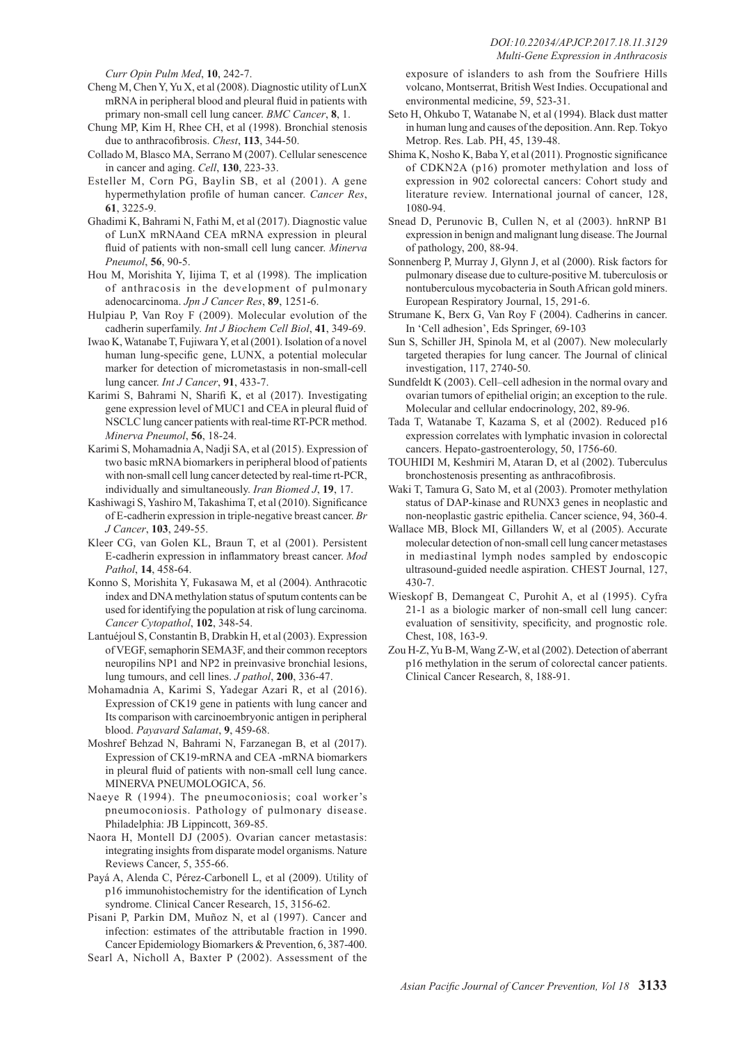*Curr Opin Pulm Med*, **10**, 242-7.

Cheng M, Chen Y, Yu X, et al (2008). Diagnostic utility of LunX mRNA in peripheral blood and pleural fluid in patients with primary non-small cell lung cancer. *BMC Cancer*, **8**, 1.

Chung MP, Kim H, Rhee CH, et al (1998). Bronchial stenosis due to anthracofibrosis. *Chest*, **113**, 344-50.

Collado M, Blasco MA, Serrano M (2007). Cellular senescence in cancer and aging. *Cell*, **130**, 223-33.

Esteller M, Corn PG, Baylin SB, et al (2001). A gene hypermethylation profile of human cancer. *Cancer Res*, **61**, 3225-9.

Ghadimi K, Bahrami N, Fathi M, et al (2017). Diagnostic value of LunX mRNAand CEA mRNA expression in pleural fluid of patients with non-small cell lung cancer. *Minerva Pneumol*, **56**, 90-5.

Hou M, Morishita Y, Iijima T, et al (1998). The implication of anthracosis in the development of pulmonary adenocarcinoma. *Jpn J Cancer Res*, **89**, 1251-6.

Hulpiau P, Van Roy F (2009). Molecular evolution of the cadherin superfamily. *Int J Biochem Cell Biol*, **41**, 349-69.

Iwao K, Watanabe T, Fujiwara Y, et al (2001). Isolation of a novel human lung-specific gene, LUNX, a potential molecular marker for detection of micrometastasis in non-small-cell lung cancer. *Int J Cancer*, **91**, 433-7.

Karimi S, Bahrami N, Sharifi K, et al (2017). Investigating gene expression level of MUC1 and CEA in pleural fluid of NSCLC lung cancer patients with real-time RT-PCR method. *Minerva Pneumol*, **56**, 18-24.

Karimi S, Mohamadnia A, Nadji SA, et al (2015). Expression of two basic mRNA biomarkers in peripheral blood of patients with non-small cell lung cancer detected by real-time rt-PCR, individually and simultaneously. *Iran Biomed J*, **19**, 17.

Kashiwagi S, Yashiro M, Takashima T, et al (2010). Significance of E-cadherin expression in triple-negative breast cancer. *Br J Cancer*, **103**, 249-55.

Kleer CG, van Golen KL, Braun T, et al (2001). Persistent E-cadherin expression in inflammatory breast cancer. *Mod Pathol*, **14**, 458-64.

Konno S, Morishita Y, Fukasawa M, et al (2004). Anthracotic index and DNA methylation status of sputum contents can be used for identifying the population at risk of lung carcinoma. *Cancer Cytopathol*, **102**, 348-54.

Lantuéjoul S, Constantin B, Drabkin H, et al (2003). Expression of VEGF, semaphorin SEMA3F, and their common receptors neuropilins NP1 and NP2 in preinvasive bronchial lesions, lung tumours, and cell lines. *J pathol*, **200**, 336-47.

Mohamadnia A, Karimi S, Yadegar Azari R, et al (2016). Expression of CK19 gene in patients with lung cancer and Its comparison with carcinoembryonic antigen in peripheral blood. *Payavard Salamat*, **9**, 459-68.

Moshref Behzad N, Bahrami N, Farzanegan B, et al (2017). Expression of CK19-mRNA and CEA -mRNA biomarkers in pleural fluid of patients with non-small cell lung cance. MINERVA PNEUMOLOGICA, 56.

Naeye R (1994). The pneumoconiosis; coal worker's pneumoconiosis. Pathology of pulmonary disease. Philadelphia: JB Lippincott, 369-85.

Naora H, Montell DJ (2005). Ovarian cancer metastasis: integrating insights from disparate model organisms. Nature Reviews Cancer, 5, 355-66.

Payá A, Alenda C, Pérez-Carbonell L, et al (2009). Utility of p16 immunohistochemistry for the identification of Lynch syndrome. Clinical Cancer Research, 15, 3156-62.

Pisani P, Parkin DM, Muñoz N, et al (1997). Cancer and infection: estimates of the attributable fraction in 1990. Cancer Epidemiology Biomarkers & Prevention, 6, 387-400.

Searl A, Nicholl A, Baxter P (2002). Assessment of the exposure of islanders to ash from the Soufriere Hills volcano, Montserrat, British West Indies. Occupational and environmental medicine, 59, 523-31.

Seto H, Ohkubo T, Watanabe N, et al (1994). Black dust matter in human lung and causes of the deposition. Ann. Rep. Tokyo Metrop. Res. Lab. PH, 45, 139-48.

Shima K, Nosho K, Baba Y, et al (2011). Prognostic significance of CDKN2A (p16) promoter methylation and loss of expression in 902 colorectal cancers: Cohort study and literature review. International journal of cancer, 128, 1080-94.

Snead D, Perunovic B, Cullen N, et al (2003). hnRNP B1 expression in benign and malignant lung disease. The Journal of pathology, 200, 88-94.

Sonnenberg P, Murray J, Glynn J, et al (2000). Risk factors for pulmonary disease due to culture-positive M. tuberculosis or nontuberculous mycobacteria in South African gold miners. European Respiratory Journal, 15, 291-6.

Strumane K, Berx G, Van Roy F (2004). Cadherins in cancer. In 'Cell adhesion', Eds Springer, 69-103

Sun S, Schiller JH, Spinola M, et al (2007). New molecularly targeted therapies for lung cancer. The Journal of clinical investigation, 117, 2740-50.

Sundfeldt K (2003). Cell–cell adhesion in the normal ovary and ovarian tumors of epithelial origin; an exception to the rule. Molecular and cellular endocrinology, 202, 89-96.

Tada T, Watanabe T, Kazama S, et al (2002). Reduced p16 expression correlates with lymphatic invasion in colorectal cancers. Hepato-gastroenterology, 50, 1756-60.

TOUHIDI M, Keshmiri M, Ataran D, et al (2002). Tuberculus bronchostenosis presenting as anthracofibrosis.

Waki T, Tamura G, Sato M, et al (2003). Promoter methylation status of DAP-kinase and RUNX3 genes in neoplastic and non-neoplastic gastric epithelia. Cancer science, 94, 360-4.

Wallace MB, Block MI, Gillanders W, et al (2005). Accurate molecular detection of non-small cell lung cancer metastases in mediastinal lymph nodes sampled by endoscopic ultrasound-guided needle aspiration. CHEST Journal, 127, 430-7.

Wieskopf B, Demangeat C, Purohit A, et al (1995). Cyfra 21-1 as a biologic marker of non-small cell lung cancer: evaluation of sensitivity, specificity, and prognostic role. Chest, 108, 163-9.

Zou H-Z, Yu B-M, Wang Z-W, et al (2002). Detection of aberrant p16 methylation in the serum of colorectal cancer patients. Clinical Cancer Research, 8, 188-91.